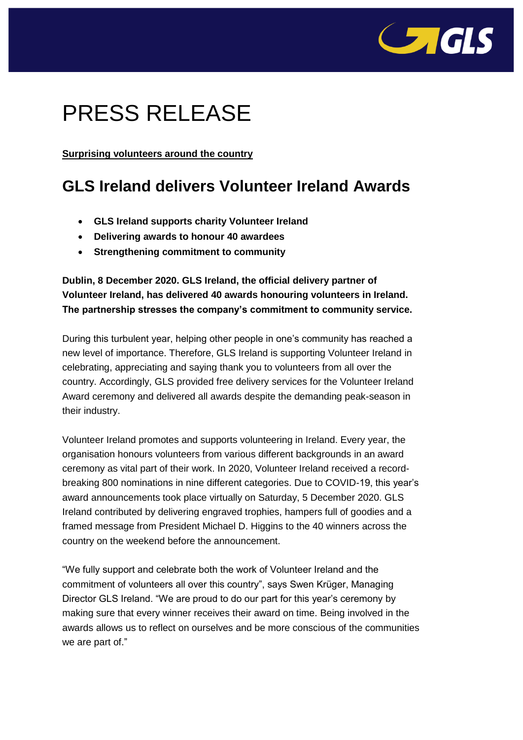# PRESS RELEASE

**Surprising volunteers around the country**

## GLS Ireland delivers Volunteer Ireland Awards

- **GLS Ireland supports charity Volunteer Ireland**
- **Delivering awards to honour 40 awardees**
- **Strengthening commitment to community**

**Dublin, 8 December 2020. GLS Ireland, the official delivery partner of Volunteer Ireland, has delivered 40 awards honouring volunteers in Ireland. The partnership stresses the company's commitment to community service.**

During this turbulent year, helping other people in one's community has reached a new level of importance. Therefore, GLS Ireland is supporting Volunteer Ireland in celebrating, appreciating and saying thank you to volunteers from all over the country. Accordingly, GLS provided free delivery services for the Volunteer Ireland Award ceremony and delivered all awards despite the demanding peak-season in their industry.

Volunteer Ireland promotes and supports volunteering in Ireland. Every year, the organisation honours volunteers from various different backgrounds in an award ceremony as vital part of their work. In 2020, Volunteer Ireland received a record-breaking 800 nominations in nine different categories. Due to COVID-19, this year's award announcements took place virtually on Saturday, 5 December 2020. GLS Ireland contributed by delivering engraved trophies, hampers full of goodies and a framed message from President Michael D. Higgins to the 40 winners across the country on the weekend before the announcement.

"We fully support and celebrate both the work of Volunteer Ireland and the commitment of volunteers all over this country", says Swen Krüger, Managing Director GLS Ireland. "We are proud to do our part for this year's ceremony by making sure that every winner receives their award on time. Being involved in the awards allows us to reflect on ourselves and be more conscious of the communities we are part of."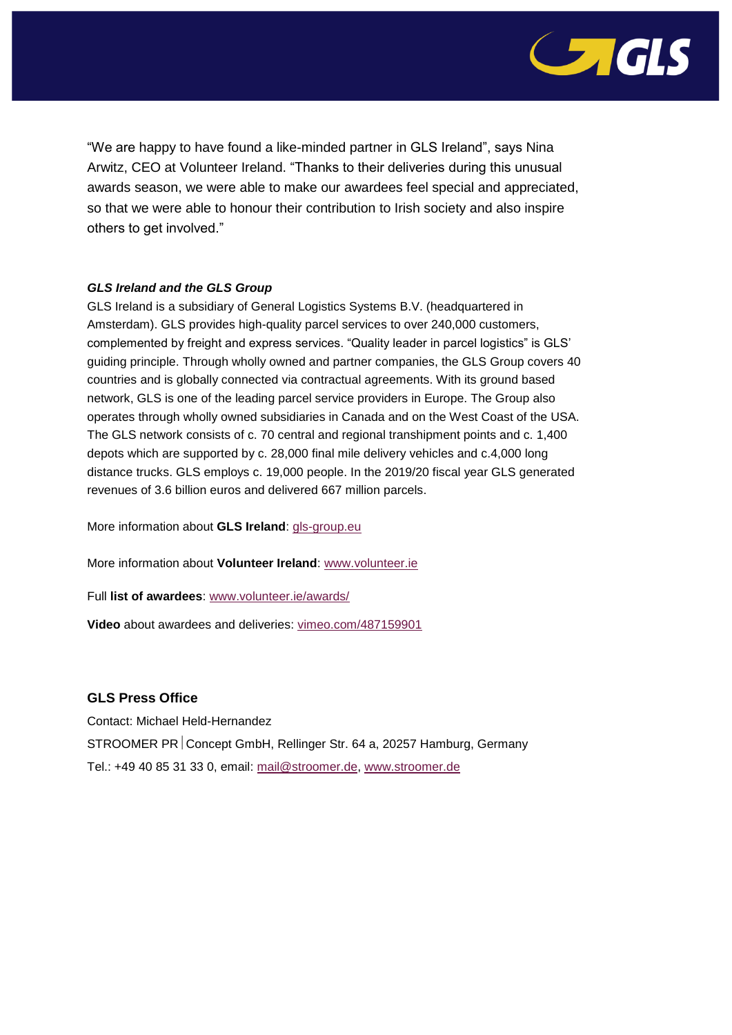"We are happy to have found a like-minded partner in GLS Ireland", says Nina Arwitz, CEO at Volunteer Ireland. "Thanks to their deliveries during this unusual awards season, we were able to make our awardees feel special and appreciated, so that we were able to honour their contribution to Irish society and also inspire others to get involved."

***GLS Ireland and the GLS Group***

GLS Ireland is a subsidiary of General Logistics Systems B.V. (headquartered in Amsterdam). GLS provides high-quality parcel services to over 240,000 customers, complemented by freight and express services. "Quality leader in parcel logistics" is GLS' guiding principle. Through wholly owned and partner companies, the GLS Group covers 40 countries and is globally connected via contractual agreements. With its ground based network, GLS is one of the leading parcel service providers in Europe. The Group also operates through wholly owned subsidiaries in Canada and on the West Coast of the USA. The GLS network consists of c. 70 central and regional transhipment points and c. 1,400 depots which are supported by c. 28,000 final mile delivery vehicles and c.4,000 long distance trucks. GLS employs c. 19,000 people. In the 2019/20 fiscal year GLS generated revenues of 3.6 billion euros and delivered 667 million parcels.

More information about **GLS Ireland**: gls-group.eu

More information about **Volunteer Ireland**: www.volunteer.ie

Full **list of awardees**: www.volunteer.ie/awards/

**Video** about awardees and deliveries: vimeo.com/487159901

## GLS Press Office

Contact: Michael Held-Hernandez

STROOMER PR | Concept GmbH, Rellinger Str. 64 a, 20257 Hamburg, Germany

Tel.: +49 40 85 31 33 0, email: mail@stroomer.de, www.stroomer.de